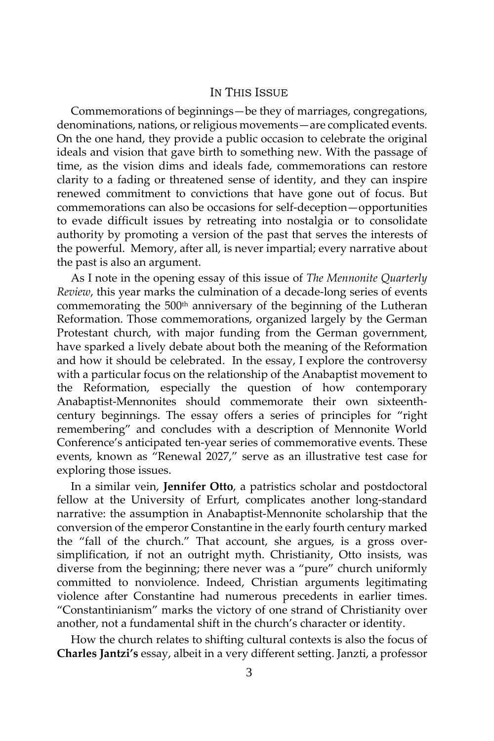## IN THIS ISSUE

Commemorations of beginnings—be they of marriages, congregations, denominations, nations, or religious movements—are complicated events. On the one hand, they provide a public occasion to celebrate the original ideals and vision that gave birth to something new. With the passage of time, as the vision dims and ideals fade, commemorations can restore clarity to a fading or threatened sense of identity, and they can inspire renewed commitment to convictions that have gone out of focus. But commemorations can also be occasions for self-deception—opportunities to evade difficult issues by retreating into nostalgia or to consolidate authority by promoting a version of the past that serves the interests of the powerful. Memory, after all, is never impartial; every narrative about the past is also an argument.

As I note in the opening essay of this issue of *The Mennonite Quarterly Review*, this year marks the culmination of a decade-long series of events commemorating the 500th anniversary of the beginning of the Lutheran Reformation. Those commemorations, organized largely by the German Protestant church, with major funding from the German government, have sparked a lively debate about both the meaning of the Reformation and how it should be celebrated. In the essay, I explore the controversy with a particular focus on the relationship of the Anabaptist movement to the Reformation, especially the question of how contemporary Anabaptist-Mennonites should commemorate their own sixteenth-century beginnings. The essay offers a series of principles for "right remembering" and concludes with a description of Mennonite World Conference's anticipated ten-year series of commemorative events. These events, known as "Renewal 2027," serve as an illustrative test case for exploring those issues.

In a similar vein, **Jennifer Otto**, a patristics scholar and postdoctoral fellow at the University of Erfurt, complicates another long-standard narrative: the assumption in Anabaptist-Mennonite scholarship that the conversion of the emperor Constantine in the early fourth century marked the "fall of the church." That account, she argues, is a gross over-simplification, if not an outright myth. Christianity, Otto insists, was diverse from the beginning; there never was a "pure" church uniformly committed to nonviolence. Indeed, Christian arguments legitimating violence after Constantine had numerous precedents in earlier times. "Constantinianism" marks the victory of one strand of Christianity over another, not a fundamental shift in the church's character or identity.

How the church relates to shifting cultural contexts is also the focus of **Charles Jantzi's** essay, albeit in a very different setting. Janzti, a professor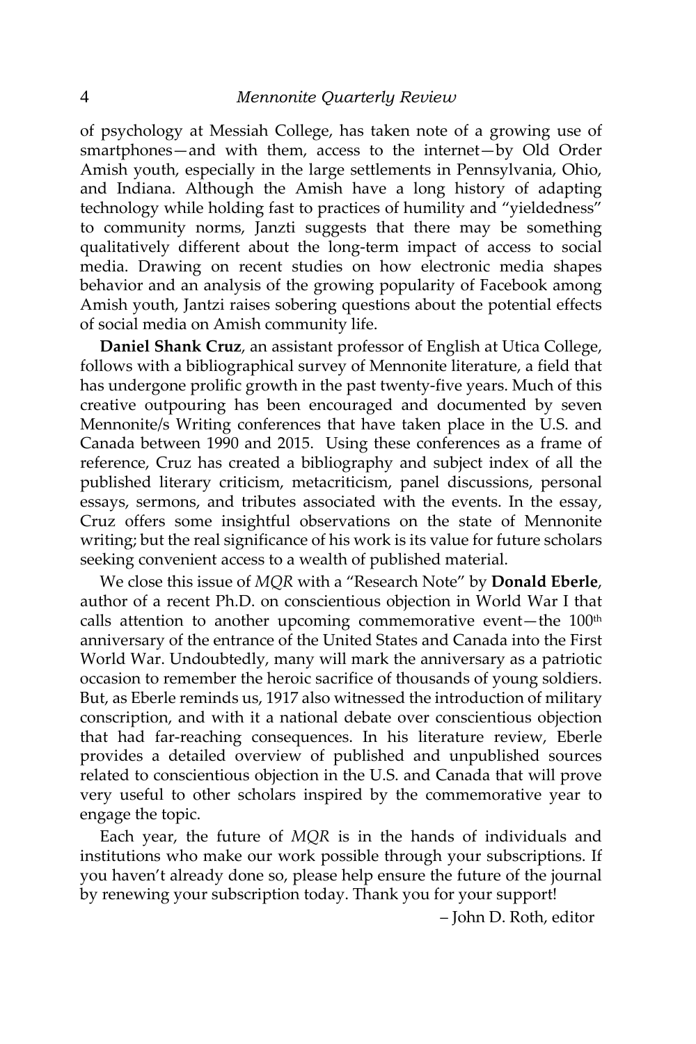of psychology at Messiah College, has taken note of a growing use of smartphones—and with them, access to the internet—by Old Order Amish youth, especially in the large settlements in Pennsylvania, Ohio, and Indiana. Although the Amish have a long history of adapting technology while holding fast to practices of humility and "yieldedness" to community norms, Janzti suggests that there may be something qualitatively different about the long-term impact of access to social media. Drawing on recent studies on how electronic media shapes behavior and an analysis of the growing popularity of Facebook among Amish youth, Jantzi raises sobering questions about the potential effects of social media on Amish community life.

**Daniel Shank Cruz**, an assistant professor of English at Utica College, follows with a bibliographical survey of Mennonite literature, a field that has undergone prolific growth in the past twenty-five years. Much of this creative outpouring has been encouraged and documented by seven Mennonite/s Writing conferences that have taken place in the U.S. and Canada between 1990 and 2015. Using these conferences as a frame of reference, Cruz has created a bibliography and subject index of all the published literary criticism, metacriticism, panel discussions, personal essays, sermons, and tributes associated with the events. In the essay, Cruz offers some insightful observations on the state of Mennonite writing; but the real significance of his work is its value for future scholars seeking convenient access to a wealth of published material.

We close this issue of *MQR* with a "Research Note" by **Donald Eberle**, author of a recent Ph.D. on conscientious objection in World War I that calls attention to another upcoming commemorative event—the 100th anniversary of the entrance of the United States and Canada into the First World War. Undoubtedly, many will mark the anniversary as a patriotic occasion to remember the heroic sacrifice of thousands of young soldiers. But, as Eberle reminds us, 1917 also witnessed the introduction of military conscription, and with it a national debate over conscientious objection that had far-reaching consequences. In his literature review, Eberle provides a detailed overview of published and unpublished sources related to conscientious objection in the U.S. and Canada that will prove very useful to other scholars inspired by the commemorative year to engage the topic.

Each year, the future of *MQR* is in the hands of individuals and institutions who make our work possible through your subscriptions. If you haven't already done so, please help ensure the future of the journal by renewing your subscription today. Thank you for your support!

– John D. Roth, editor